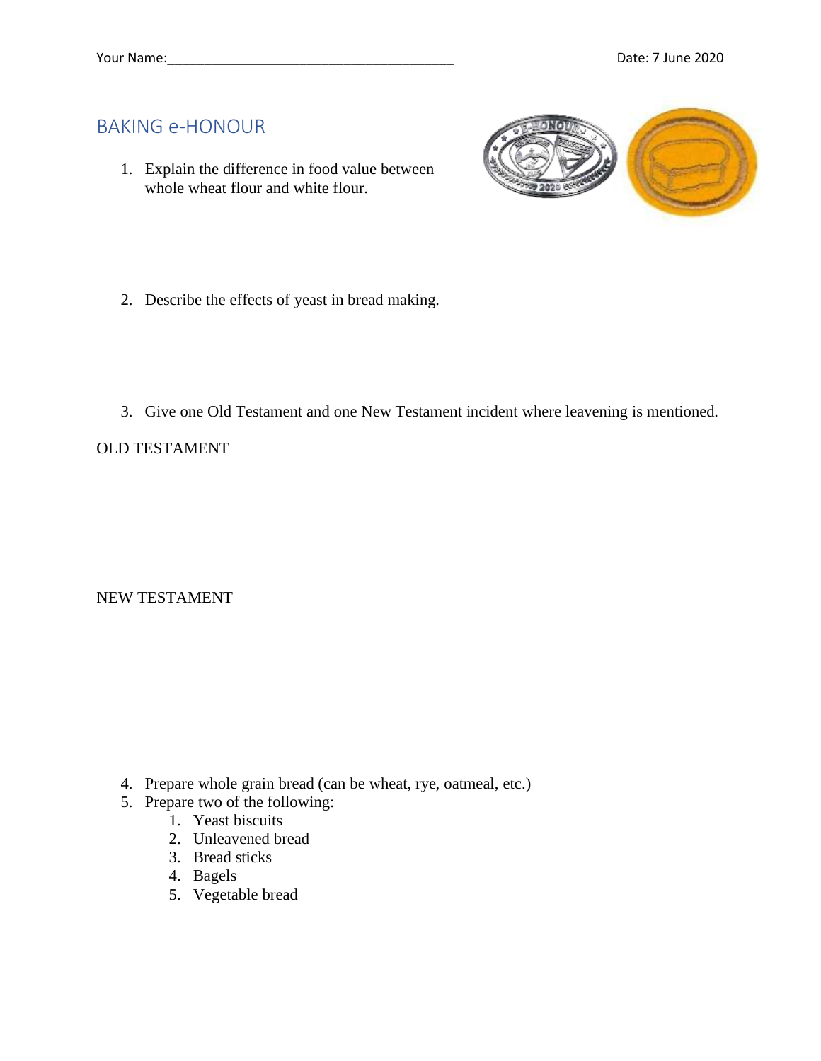Your Name:________________________________________ Date: 7 June 2020

# BAKING e-HONOUR

1. Explain the difference in food value between whole wheat flour and white flour.

2. Describe the effects of yeast in bread making.

3. Give one Old Testament and one New Testament incident where leavening is mentioned.

OLD TESTAMENT

NEW TESTAMENT

4. Prepare whole grain bread (can be wheat, rye, oatmeal, etc.)
5. Prepare two of the following:
    1. Yeast biscuits
    2. Unleavened bread
    3. Bread sticks
    4. Bagels
    5. Vegetable bread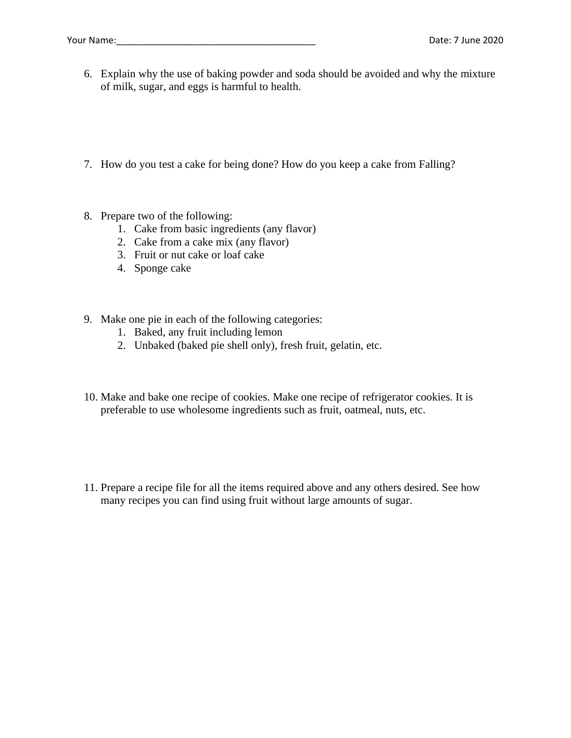Your Name:________________________________________ Date: 7 June 2020

6. Explain why the use of baking powder and soda should be avoided and why the mixture of milk, sugar, and eggs is harmful to health.

7. How do you test a cake for being done? How do you keep a cake from Falling?

8. Prepare two of the following:
   1. Cake from basic ingredients (any flavor)
   2. Cake from a cake mix (any flavor)
   3. Fruit or nut cake or loaf cake
   4. Sponge cake

9. Make one pie in each of the following categories:
   1. Baked, any fruit including lemon
   2. Unbaked (baked pie shell only), fresh fruit, gelatin, etc.

10. Make and bake one recipe of cookies. Make one recipe of refrigerator cookies. It is preferable to use wholesome ingredients such as fruit, oatmeal, nuts, etc.

11. Prepare a recipe file for all the items required above and any others desired. See how many recipes you can find using fruit without large amounts of sugar.